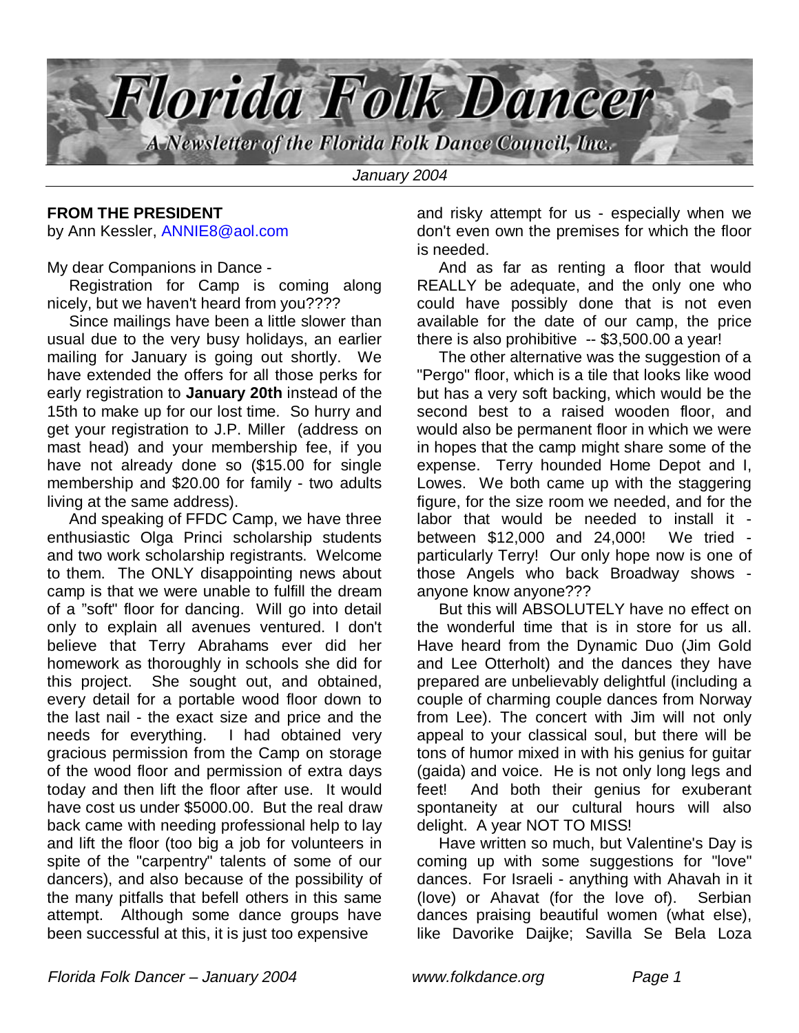# Florida Folk Dancer

*A Newsletter of the Florida Folk Dance Council, Inc.*

*January 2004*

---

**FROM THE PRESIDENT**
by Ann Kessler, ANNIE8@aol.com

My dear Companions in Dance -

Registration for Camp is coming along nicely, but we haven't heard from you????

Since mailings have been a little slower than usual due to the very busy holidays, an earlier mailing for January is going out shortly. We have extended the offers for all those perks for early registration to **January 20th** instead of the 15th to make up for our lost time. So hurry and get your registration to J.P. Miller (address on mast head) and your membership fee, if you have not already done so ($15.00 for single membership and $20.00 for family - two adults living at the same address).

And speaking of FFDC Camp, we have three enthusiastic Olga Princi scholarship students and two work scholarship registrants. Welcome to them. The ONLY disappointing news about camp is that we were unable to fulfill the dream of a "soft" floor for dancing. Will go into detail only to explain all avenues ventured. I don't believe that Terry Abrahams ever did her homework as thoroughly in schools she did for this project. She sought out, and obtained, every detail for a portable wood floor down to the last nail - the exact size and price and the needs for everything. I had obtained very gracious permission from the Camp on storage of the wood floor and permission of extra days today and then lift the floor after use. It would have cost us under $5000.00. But the real draw back came with needing professional help to lay and lift the floor (too big a job for volunteers in spite of the "carpentry" talents of some of our dancers), and also because of the possibility of the many pitfalls that befell others in this same attempt. Although some dance groups have been successful at this, it is just too expensive and risky attempt for us - especially when we don't even own the premises for which the floor is needed.

And as far as renting a floor that would REALLY be adequate, and the only one who could have possibly done that is not even available for the date of our camp, the price there is also prohibitive -- $3,500.00 a year!

The other alternative was the suggestion of a "Pergo" floor, which is a tile that looks like wood but has a very soft backing, which would be the second best to a raised wooden floor, and would also be permanent floor in which we were in hopes that the camp might share some of the expense. Terry hounded Home Depot and I, Lowes. We both came up with the staggering figure, for the size room we needed, and for the labor that would be needed to install it - between $12,000 and 24,000! We tried - particularly Terry! Our only hope now is one of those Angels who back Broadway shows - anyone know anyone???

But this will ABSOLUTELY have no effect on the wonderful time that is in store for us all. Have heard from the Dynamic Duo (Jim Gold and Lee Otterholt) and the dances they have prepared are unbelievably delightful (including a couple of charming couple dances from Norway from Lee). The concert with Jim will not only appeal to your classical soul, but there will be tons of humor mixed in with his genius for guitar (gaida) and voice. He is not only long legs and feet! And both their genius for exuberant spontaneity at our cultural hours will also delight. A year NOT TO MISS!

Have written so much, but Valentine's Day is coming up with some suggestions for "love" dances. For Israeli - anything with Ahavah in it (love) or Ahavat (for the love of). Serbian dances praising beautiful women (what else), like Davorike Daijke; Savilla Se Bela Loza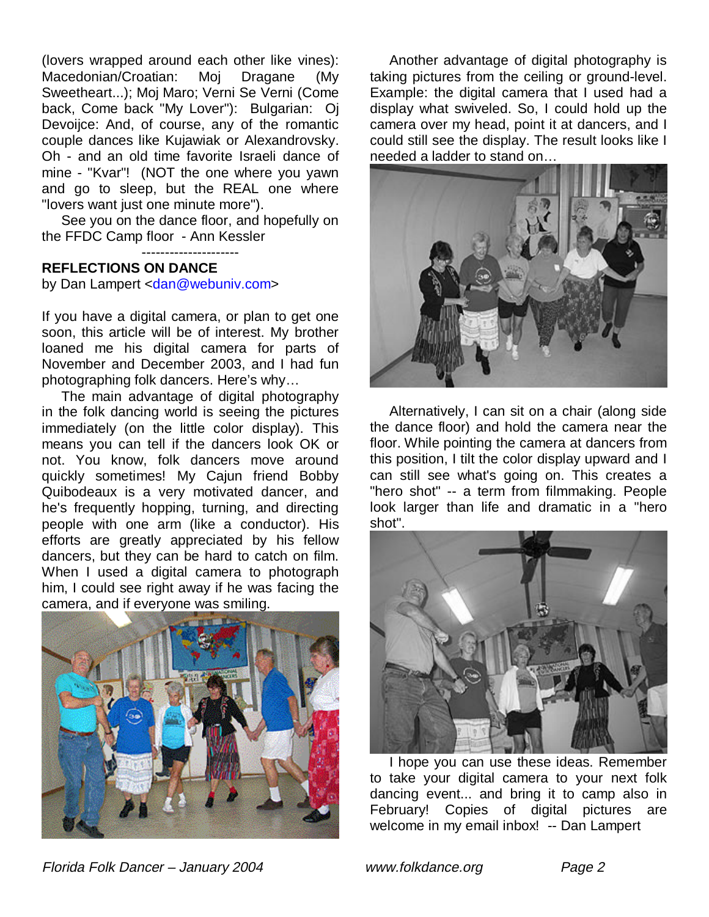(lovers wrapped around each other like vines): Macedonian/Croatian: Moj Dragane (My Sweetheart...); Moj Maro; Verni Se Verni (Come back, Come back "My Lover"): Bulgarian: Oj Devoijce: And, of course, any of the romantic couple dances like Kujawiak or Alexandrovsky. Oh - and an old time favorite Israeli dance of mine - "Kvar"! (NOT the one where you yawn and go to sleep, but the REAL one where "lovers want just one minute more").

See you on the dance floor, and hopefully on the FFDC Camp floor - Ann Kessler

---------------------

**REFLECTIONS ON DANCE**

by Dan Lampert <dan@webuniv.com>

If you have a digital camera, or plan to get one soon, this article will be of interest. My brother loaned me his digital camera for parts of November and December 2003, and I had fun photographing folk dancers. Here's why…

The main advantage of digital photography in the folk dancing world is seeing the pictures immediately (on the little color display). This means you can tell if the dancers look OK or not. You know, folk dancers move around quickly sometimes! My Cajun friend Bobby Quibodeaux is a very motivated dancer, and he's frequently hopping, turning, and directing people with one arm (like a conductor). His efforts are greatly appreciated by his fellow dancers, but they can be hard to catch on film. When I used a digital camera to photograph him, I could see right away if he was facing the camera, and if everyone was smiling.

Another advantage of digital photography is taking pictures from the ceiling or ground-level. Example: the digital camera that I used had a display what swiveled. So, I could hold up the camera over my head, point it at dancers, and I could still see the display. The result looks like I needed a ladder to stand on…

Alternatively, I can sit on a chair (along side the dance floor) and hold the camera near the floor. While pointing the camera at dancers from this position, I tilt the color display upward and I can still see what's going on. This creates a "hero shot" -- a term from filmmaking. People look larger than life and dramatic in a "hero shot".

I hope you can use these ideas. Remember to take your digital camera to your next folk dancing event... and bring it to camp also in February! Copies of digital pictures are welcome in my email inbox! -- Dan Lampert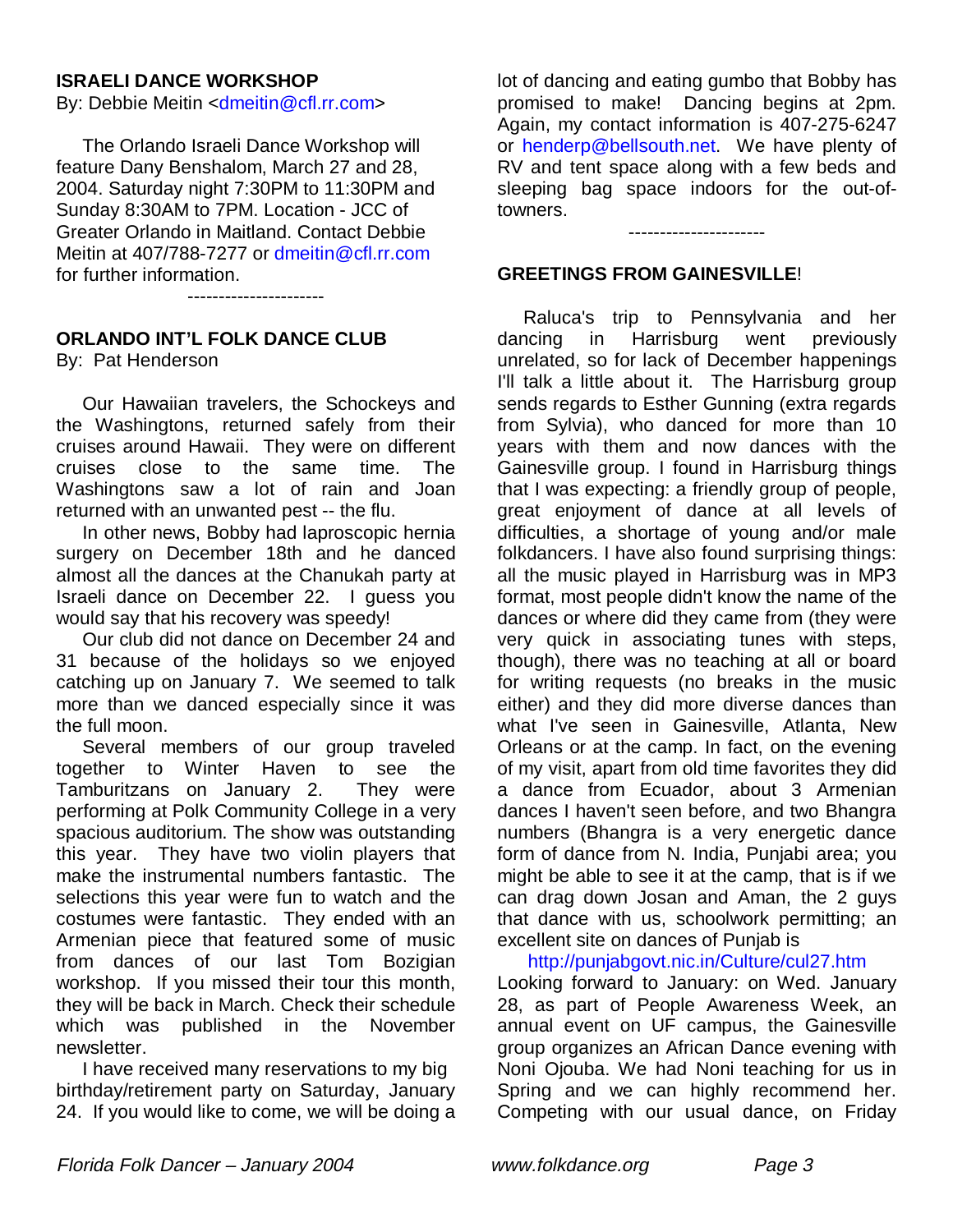## ISRAELI DANCE WORKSHOP

By: Debbie Meitin <dmeitin@cfl.rr.com>

The Orlando Israeli Dance Workshop will feature Dany Benshalom, March 27 and 28, 2004. Saturday night 7:30PM to 11:30PM and Sunday 8:30AM to 7PM. Location - JCC of Greater Orlando in Maitland. Contact Debbie Meitin at 407/788-7277 or dmeitin@cfl.rr.com for further information.

----------------------

## ORLANDO INT'L FOLK DANCE CLUB

By: Pat Henderson

Our Hawaiian travelers, the Schockeys and the Washingtons, returned safely from their cruises around Hawaii. They were on different cruises close to the same time. The Washingtons saw a lot of rain and Joan returned with an unwanted pest -- the flu.

In other news, Bobby had laproscopic hernia surgery on December 18th and he danced almost all the dances at the Chanukah party at Israeli dance on December 22. I guess you would say that his recovery was speedy!

Our club did not dance on December 24 and 31 because of the holidays so we enjoyed catching up on January 7. We seemed to talk more than we danced especially since it was the full moon.

Several members of our group traveled together to Winter Haven to see the Tamburitzans on January 2. They were performing at Polk Community College in a very spacious auditorium. The show was outstanding this year. They have two violin players that make the instrumental numbers fantastic. The selections this year were fun to watch and the costumes were fantastic. They ended with an Armenian piece that featured some of music from dances of our last Tom Bozigian workshop. If you missed their tour this month, they will be back in March. Check their schedule which was published in the November newsletter.

I have received many reservations to my big birthday/retirement party on Saturday, January 24. If you would like to come, we will be doing a lot of dancing and eating gumbo that Bobby has promised to make! Dancing begins at 2pm. Again, my contact information is 407-275-6247 or henderp@bellsouth.net. We have plenty of RV and tent space along with a few beds and sleeping bag space indoors for the out-of-towners.

----------------------

## GREETINGS FROM GAINESVILLE!

Raluca's trip to Pennsylvania and her dancing in Harrisburg went previously unrelated, so for lack of December happenings I'll talk a little about it. The Harrisburg group sends regards to Esther Gunning (extra regards from Sylvia), who danced for more than 10 years with them and now dances with the Gainesville group. I found in Harrisburg things that I was expecting: a friendly group of people, great enjoyment of dance at all levels of difficulties, a shortage of young and/or male folkdancers. I have also found surprising things: all the music played in Harrisburg was in MP3 format, most people didn't know the name of the dances or where did they came from (they were very quick in associating tunes with steps, though), there was no teaching at all or board for writing requests (no breaks in the music either) and they did more diverse dances than what I've seen in Gainesville, Atlanta, New Orleans or at the camp. In fact, on the evening of my visit, apart from old time favorites they did a dance from Ecuador, about 3 Armenian dances I haven't seen before, and two Bhangra numbers (Bhangra is a very energetic dance form of dance from N. India, Punjabi area; you might be able to see it at the camp, that is if we can drag down Josan and Aman, the 2 guys that dance with us, schoolwork permitting; an excellent site on dances of Punjab is

http://punjabgovt.nic.in/Culture/cul27.htm

Looking forward to January: on Wed. January 28, as part of People Awareness Week, an annual event on UF campus, the Gainesville group organizes an African Dance evening with Noni Ojouba. We had Noni teaching for us in Spring and we can highly recommend her. Competing with our usual dance, on Friday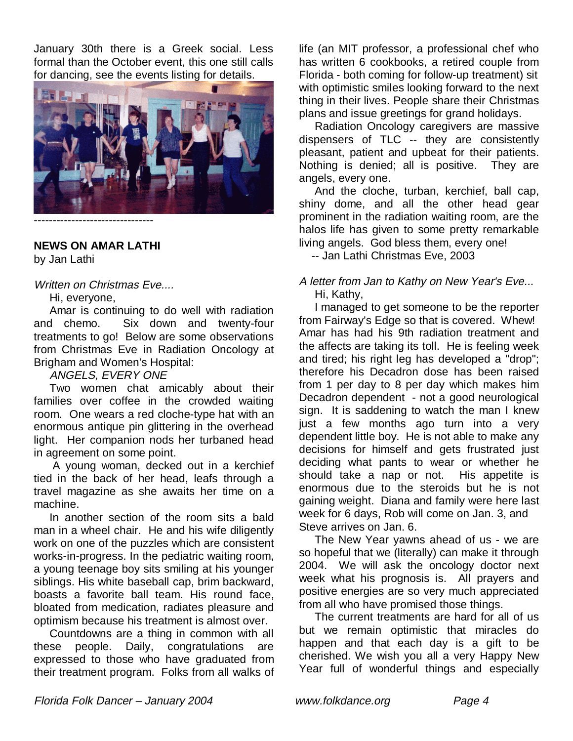January 30th there is a Greek social. Less formal than the October event, this one still calls for dancing, see the events listing for details.

--------------------------------

**NEWS ON AMAR LATHI**
by Jan Lathi

*Written on Christmas Eve....*

Hi, everyone,

Amar is continuing to do well with radiation and chemo. Six down and twenty-four treatments to go! Below are some observations from Christmas Eve in Radiation Oncology at Brigham and Women's Hospital:

*ANGELS, EVERY ONE*

Two women chat amicably about their families over coffee in the crowded waiting room. One wears a red cloche-type hat with an enormous antique pin glittering in the overhead light. Her companion nods her turbaned head in agreement on some point.

A young woman, decked out in a kerchief tied in the back of her head, leafs through a travel magazine as she awaits her time on a machine.

In another section of the room sits a bald man in a wheel chair. He and his wife diligently work on one of the puzzles which are consistent works-in-progress. In the pediatric waiting room, a young teenage boy sits smiling at his younger siblings. His white baseball cap, brim backward, boasts a favorite ball team. His round face, bloated from medication, radiates pleasure and optimism because his treatment is almost over.

Countdowns are a thing in common with all these people. Daily, congratulations are expressed to those who have graduated from their treatment program. Folks from all walks of life (an MIT professor, a professional chef who has written 6 cookbooks, a retired couple from Florida - both coming for follow-up treatment) sit with optimistic smiles looking forward to the next thing in their lives. People share their Christmas plans and issue greetings for grand holidays.

Radiation Oncology caregivers are massive dispensers of TLC -- they are consistently pleasant, patient and upbeat for their patients. Nothing is denied; all is positive. They are angels, every one.

And the cloche, turban, kerchief, ball cap, shiny dome, and all the other head gear prominent in the radiation waiting room, are the halos life has given to some pretty remarkable living angels. God bless them, every one!

-- Jan Lathi Christmas Eve, 2003

*A letter from Jan to Kathy on New Year's Eve...*

Hi, Kathy,

I managed to get someone to be the reporter from Fairway's Edge so that is covered. Whew! Amar has had his 9th radiation treatment and the affects are taking its toll. He is feeling week and tired; his right leg has developed a "drop"; therefore his Decadron dose has been raised from 1 per day to 8 per day which makes him Decadron dependent - not a good neurological sign. It is saddening to watch the man I knew just a few months ago turn into a very dependent little boy. He is not able to make any decisions for himself and gets frustrated just deciding what pants to wear or whether he should take a nap or not. His appetite is enormous due to the steroids but he is not gaining weight. Diana and family were here last week for 6 days, Rob will come on Jan. 3, and Steve arrives on Jan. 6.

The New Year yawns ahead of us - we are so hopeful that we (literally) can make it through 2004. We will ask the oncology doctor next week what his prognosis is. All prayers and positive energies are so very much appreciated from all who have promised those things.

The current treatments are hard for all of us but we remain optimistic that miracles do happen and that each day is a gift to be cherished. We wish you all a very Happy New Year full of wonderful things and especially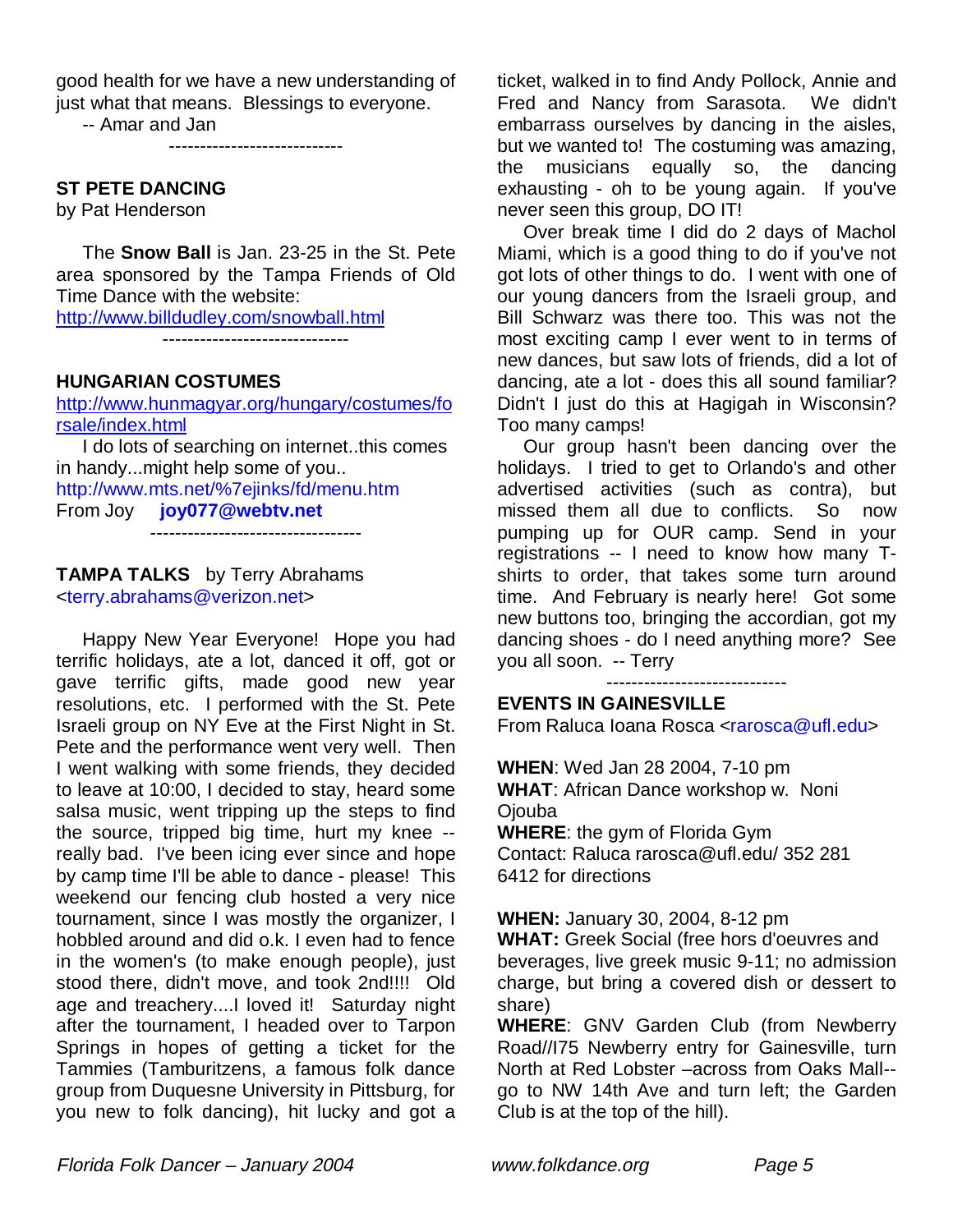good health for we have a new understanding of just what that means. Blessings to everyone.

-- Amar and Jan

----------------------------

## ST PETE DANCING

by Pat Henderson

The **Snow Ball** is Jan. 23-25 in the St. Pete area sponsored by the Tampa Friends of Old Time Dance with the website:
http://www.billdudley.com/snowball.html

------------------------------

## HUNGARIAN COSTUMES

http://www.hunmagyar.org/hungary/costumes/forsale/index.html

I do lots of searching on internet..this comes in handy...might help some of you..
http://www.mts.net/%7ejinks/fd/menu.htm
From Joy **joy077@webtv.net**

----------------------------------

## TAMPA TALKS by Terry Abrahams

<terry.abrahams@verizon.net>

Happy New Year Everyone! Hope you had terrific holidays, ate a lot, danced it off, got or gave terrific gifts, made good new year resolutions, etc. I performed with the St. Pete Israeli group on NY Eve at the First Night in St. Pete and the performance went very well. Then I went walking with some friends, they decided to leave at 10:00, I decided to stay, heard some salsa music, went tripping up the steps to find the source, tripped big time, hurt my knee -- really bad. I've been icing ever since and hope by camp time I'll be able to dance - please! This weekend our fencing club hosted a very nice tournament, since I was mostly the organizer, I hobbled around and did o.k. I even had to fence in the women's (to make enough people), just stood there, didn't move, and took 2nd!!!! Old age and treachery....I loved it! Saturday night after the tournament, I headed over to Tarpon Springs in hopes of getting a ticket for the Tammies (Tamburitzens, a famous folk dance group from Duquesne University in Pittsburg, for you new to folk dancing), hit lucky and got a ticket, walked in to find Andy Pollock, Annie and Fred and Nancy from Sarasota. We didn't embarrass ourselves by dancing in the aisles, but we wanted to! The costuming was amazing, the musicians equally so, the dancing exhausting - oh to be young again. If you've never seen this group, DO IT!

Over break time I did do 2 days of Machol Miami, which is a good thing to do if you've not got lots of other things to do. I went with one of our young dancers from the Israeli group, and Bill Schwarz was there too. This was not the most exciting camp I ever went to in terms of new dances, but saw lots of friends, did a lot of dancing, ate a lot - does this all sound familiar? Didn't I just do this at Hagigah in Wisconsin? Too many camps!

Our group hasn't been dancing over the holidays. I tried to get to Orlando's and other advertised activities (such as contra), but missed them all due to conflicts. So now pumping up for OUR camp. Send in your registrations -- I need to know how many T-shirts to order, that takes some turn around time. And February is nearly here! Got some new buttons too, bringing the accordian, got my dancing shoes - do I need anything more? See you all soon. -- Terry

-----------------------------

## EVENTS IN GAINESVILLE

From Raluca Ioana Rosca <rarosca@ufl.edu>

**WHEN**: Wed Jan 28 2004, 7-10 pm
**WHAT**: African Dance workshop w. Noni Ojouba
**WHERE**: the gym of Florida Gym
Contact: Raluca rarosca@ufl.edu/ 352 281 6412 for directions

**WHEN:** January 30, 2004, 8-12 pm
**WHAT:** Greek Social (free hors d'oeuvres and beverages, live greek music 9-11; no admission charge, but bring a covered dish or dessert to share)
**WHERE**: GNV Garden Club (from Newberry Road//I75 Newberry entry for Gainesville, turn North at Red Lobster –across from Oaks Mall--go to NW 14th Ave and turn left; the Garden Club is at the top of the hill).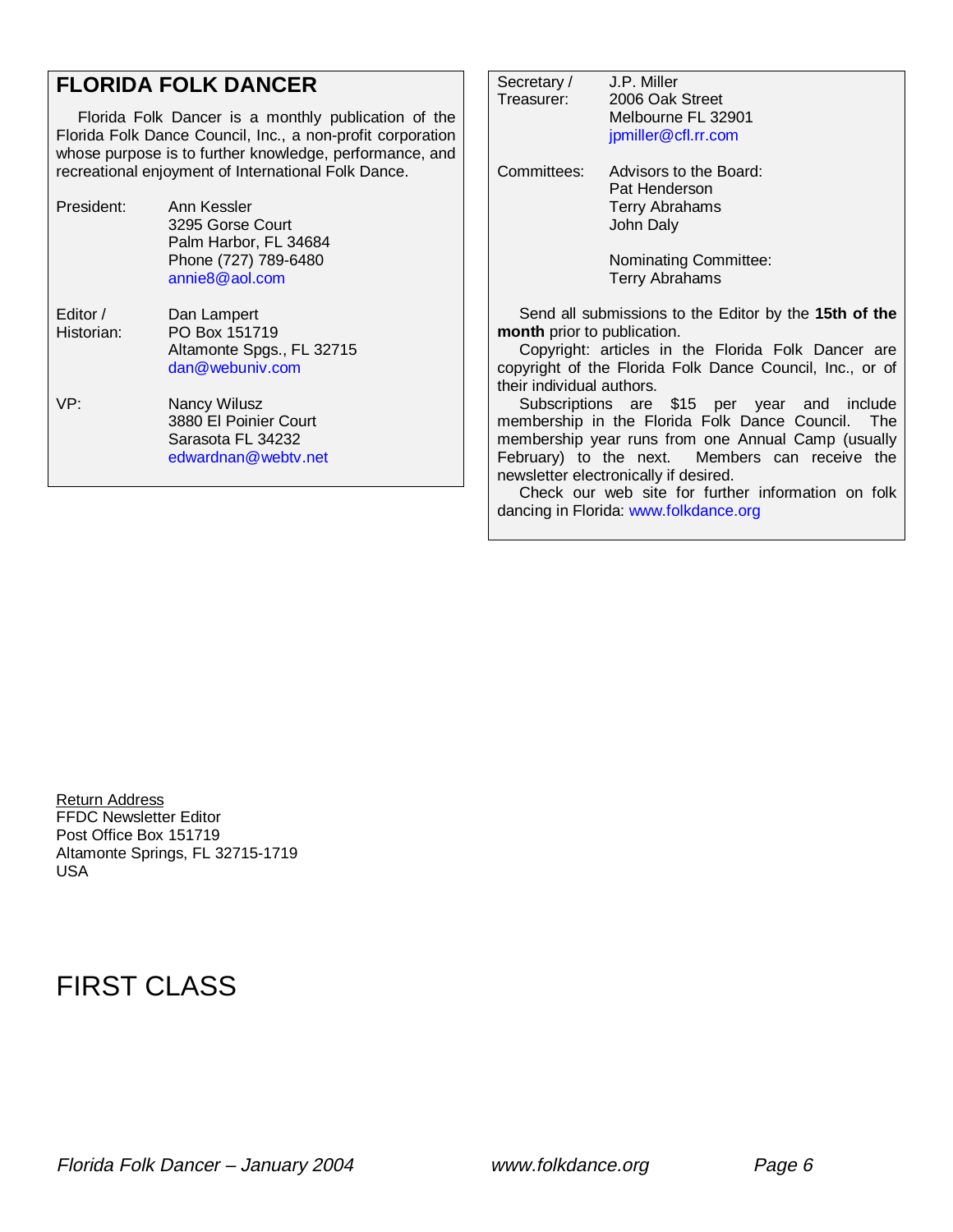## FLORIDA FOLK DANCER

Florida Folk Dancer is a monthly publication of the Florida Folk Dance Council, Inc., a non-profit corporation whose purpose is to further knowledge, performance, and recreational enjoyment of International Folk Dance.

| | |
|---|---|
| President: | Ann Kessler<br>3295 Gorse Court<br>Palm Harbor, FL 34684<br>Phone (727) 789-6480<br>annie8@aol.com |
| Editor / Historian: | Dan Lampert<br>PO Box 151719<br>Altamonte Spgs., FL 32715<br>dan@webuniv.com |
| VP: | Nancy Wilusz<br>3880 El Poinier Court<br>Sarasota FL 34232<br>edwardnan@webtv.net |
| Secretary / Treasurer: | J.P. Miller<br>2006 Oak Street<br>Melbourne FL 32901<br>jpmiller@cfl.rr.com |
| Committees: | Advisors to the Board:<br>Pat Henderson<br>Terry Abrahams<br>John Daly<br><br>Nominating Committee:<br>Terry Abrahams |

Send all submissions to the Editor by the **15th of the month** prior to publication.

Copyright: articles in the Florida Folk Dancer are copyright of the Florida Folk Dance Council, Inc., or of their individual authors.

Subscriptions are $15 per year and include membership in the Florida Folk Dance Council. The membership year runs from one Annual Camp (usually February) to the next. Members can receive the newsletter electronically if desired.

Check our web site for further information on folk dancing in Florida: www.folkdance.org

Return Address
FFDC Newsletter Editor
Post Office Box 151719
Altamonte Springs, FL 32715-1719
USA

FIRST CLASS